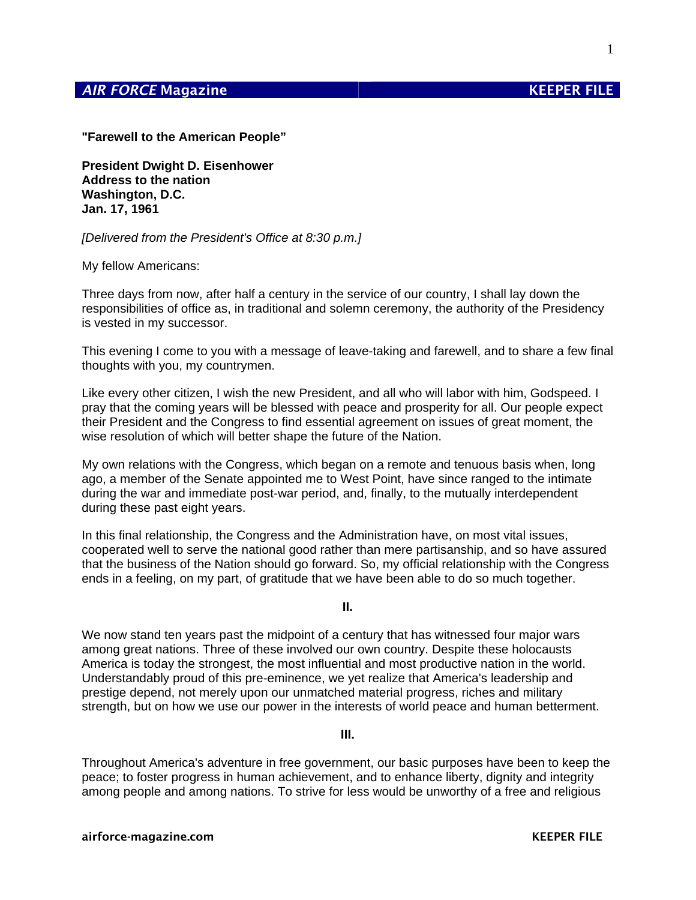**"Farewell to the American People"**

**President Dwight D. Eisenhower**
**Address to the nation**
**Washington, D.C.**
**Jan. 17, 1961**

*[Delivered from the President's Office at 8:30 p.m.]*

My fellow Americans:

Three days from now, after half a century in the service of our country, I shall lay down the responsibilities of office as, in traditional and solemn ceremony, the authority of the Presidency is vested in my successor.

This evening I come to you with a message of leave-taking and farewell, and to share a few final thoughts with you, my countrymen.

Like every other citizen, I wish the new President, and all who will labor with him, Godspeed. I pray that the coming years will be blessed with peace and prosperity for all. Our people expect their President and the Congress to find essential agreement on issues of great moment, the wise resolution of which will better shape the future of the Nation.

My own relations with the Congress, which began on a remote and tenuous basis when, long ago, a member of the Senate appointed me to West Point, have since ranged to the intimate during the war and immediate post-war period, and, finally, to the mutually interdependent during these past eight years.

In this final relationship, the Congress and the Administration have, on most vital issues, cooperated well to serve the national good rather than mere partisanship, and so have assured that the business of the Nation should go forward. So, my official relationship with the Congress ends in a feeling, on my part, of gratitude that we have been able to do so much together.

**II.**

We now stand ten years past the midpoint of a century that has witnessed four major wars among great nations. Three of these involved our own country. Despite these holocausts America is today the strongest, the most influential and most productive nation in the world. Understandably proud of this pre-eminence, we yet realize that America's leadership and prestige depend, not merely upon our unmatched material progress, riches and military strength, but on how we use our power in the interests of world peace and human betterment.

**III.**

Throughout America's adventure in free government, our basic purposes have been to keep the peace; to foster progress in human achievement, and to enhance liberty, dignity and integrity among people and among nations. To strive for less would be unworthy of a free and religious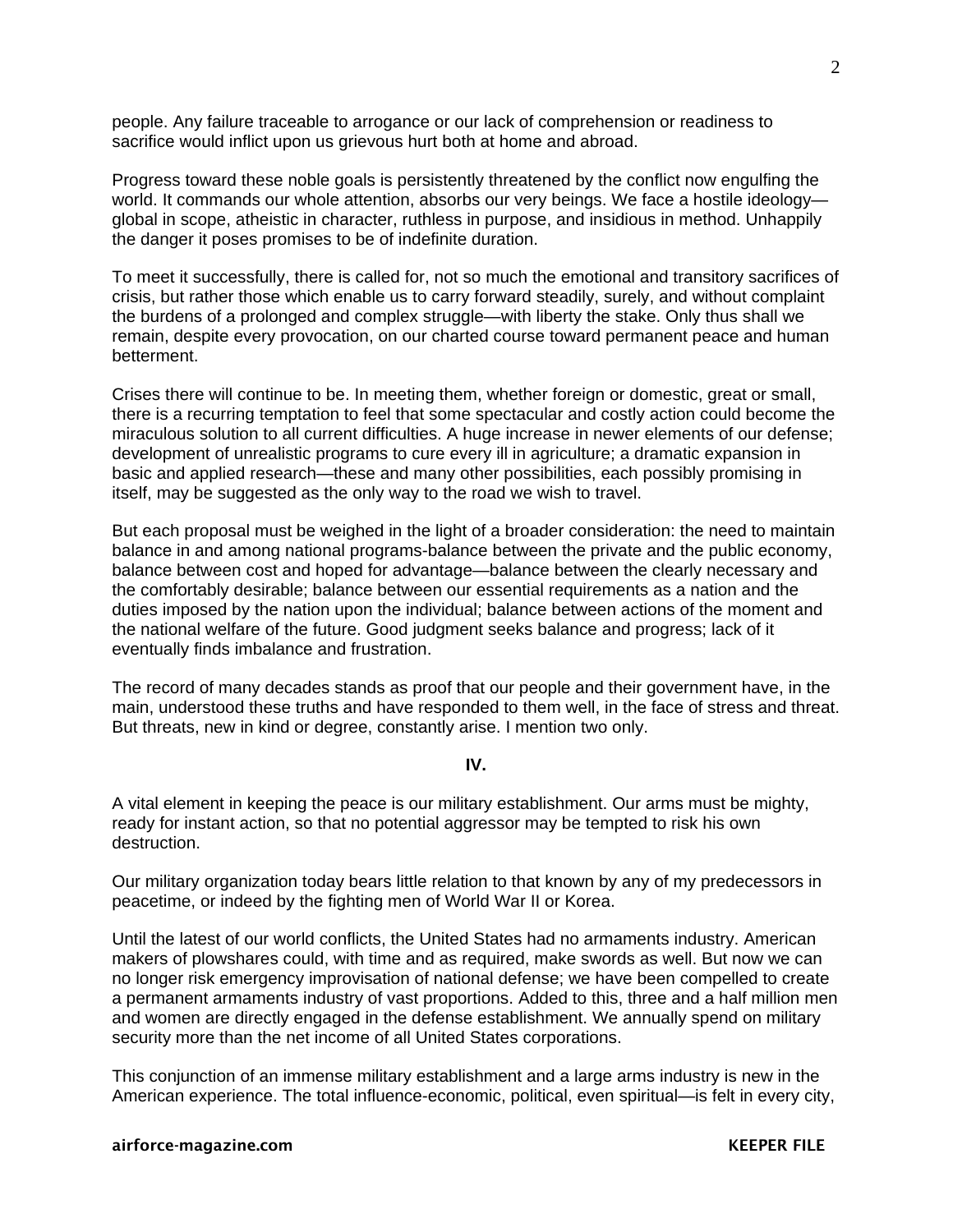people. Any failure traceable to arrogance or our lack of comprehension or readiness to sacrifice would inflict upon us grievous hurt both at home and abroad.

Progress toward these noble goals is persistently threatened by the conflict now engulfing the world. It commands our whole attention, absorbs our very beings. We face a hostile ideology—global in scope, atheistic in character, ruthless in purpose, and insidious in method. Unhappily the danger it poses promises to be of indefinite duration.

To meet it successfully, there is called for, not so much the emotional and transitory sacrifices of crisis, but rather those which enable us to carry forward steadily, surely, and without complaint the burdens of a prolonged and complex struggle—with liberty the stake. Only thus shall we remain, despite every provocation, on our charted course toward permanent peace and human betterment.

Crises there will continue to be. In meeting them, whether foreign or domestic, great or small, there is a recurring temptation to feel that some spectacular and costly action could become the miraculous solution to all current difficulties. A huge increase in newer elements of our defense; development of unrealistic programs to cure every ill in agriculture; a dramatic expansion in basic and applied research—these and many other possibilities, each possibly promising in itself, may be suggested as the only way to the road we wish to travel.

But each proposal must be weighed in the light of a broader consideration: the need to maintain balance in and among national programs-balance between the private and the public economy, balance between cost and hoped for advantage—balance between the clearly necessary and the comfortably desirable; balance between our essential requirements as a nation and the duties imposed by the nation upon the individual; balance between actions of the moment and the national welfare of the future. Good judgment seeks balance and progress; lack of it eventually finds imbalance and frustration.

The record of many decades stands as proof that our people and their government have, in the main, understood these truths and have responded to them well, in the face of stress and threat. But threats, new in kind or degree, constantly arise. I mention two only.

## IV.

A vital element in keeping the peace is our military establishment. Our arms must be mighty, ready for instant action, so that no potential aggressor may be tempted to risk his own destruction.

Our military organization today bears little relation to that known by any of my predecessors in peacetime, or indeed by the fighting men of World War II or Korea.

Until the latest of our world conflicts, the United States had no armaments industry. American makers of plowshares could, with time and as required, make swords as well. But now we can no longer risk emergency improvisation of national defense; we have been compelled to create a permanent armaments industry of vast proportions. Added to this, three and a half million men and women are directly engaged in the defense establishment. We annually spend on military security more than the net income of all United States corporations.

This conjunction of an immense military establishment and a large arms industry is new in the American experience. The total influence-economic, political, even spiritual—is felt in every city,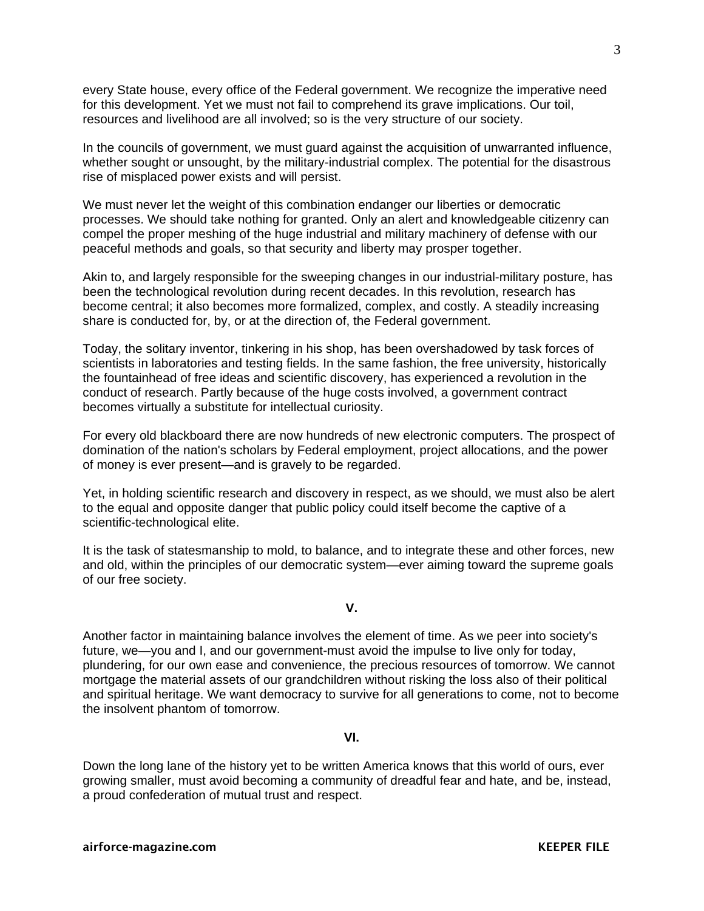every State house, every office of the Federal government. We recognize the imperative need for this development. Yet we must not fail to comprehend its grave implications. Our toil, resources and livelihood are all involved; so is the very structure of our society.

In the councils of government, we must guard against the acquisition of unwarranted influence, whether sought or unsought, by the military-industrial complex. The potential for the disastrous rise of misplaced power exists and will persist.

We must never let the weight of this combination endanger our liberties or democratic processes. We should take nothing for granted. Only an alert and knowledgeable citizenry can compel the proper meshing of the huge industrial and military machinery of defense with our peaceful methods and goals, so that security and liberty may prosper together.

Akin to, and largely responsible for the sweeping changes in our industrial-military posture, has been the technological revolution during recent decades. In this revolution, research has become central; it also becomes more formalized, complex, and costly. A steadily increasing share is conducted for, by, or at the direction of, the Federal government.

Today, the solitary inventor, tinkering in his shop, has been overshadowed by task forces of scientists in laboratories and testing fields. In the same fashion, the free university, historically the fountainhead of free ideas and scientific discovery, has experienced a revolution in the conduct of research. Partly because of the huge costs involved, a government contract becomes virtually a substitute for intellectual curiosity.

For every old blackboard there are now hundreds of new electronic computers. The prospect of domination of the nation's scholars by Federal employment, project allocations, and the power of money is ever present—and is gravely to be regarded.

Yet, in holding scientific research and discovery in respect, as we should, we must also be alert to the equal and opposite danger that public policy could itself become the captive of a scientific-technological elite.

It is the task of statesmanship to mold, to balance, and to integrate these and other forces, new and old, within the principles of our democratic system—ever aiming toward the supreme goals of our free society.

## V.

Another factor in maintaining balance involves the element of time. As we peer into society's future, we—you and I, and our government-must avoid the impulse to live only for today, plundering, for our own ease and convenience, the precious resources of tomorrow. We cannot mortgage the material assets of our grandchildren without risking the loss also of their political and spiritual heritage. We want democracy to survive for all generations to come, not to become the insolvent phantom of tomorrow.

## VI.

Down the long lane of the history yet to be written America knows that this world of ours, ever growing smaller, must avoid becoming a community of dreadful fear and hate, and be, instead, a proud confederation of mutual trust and respect.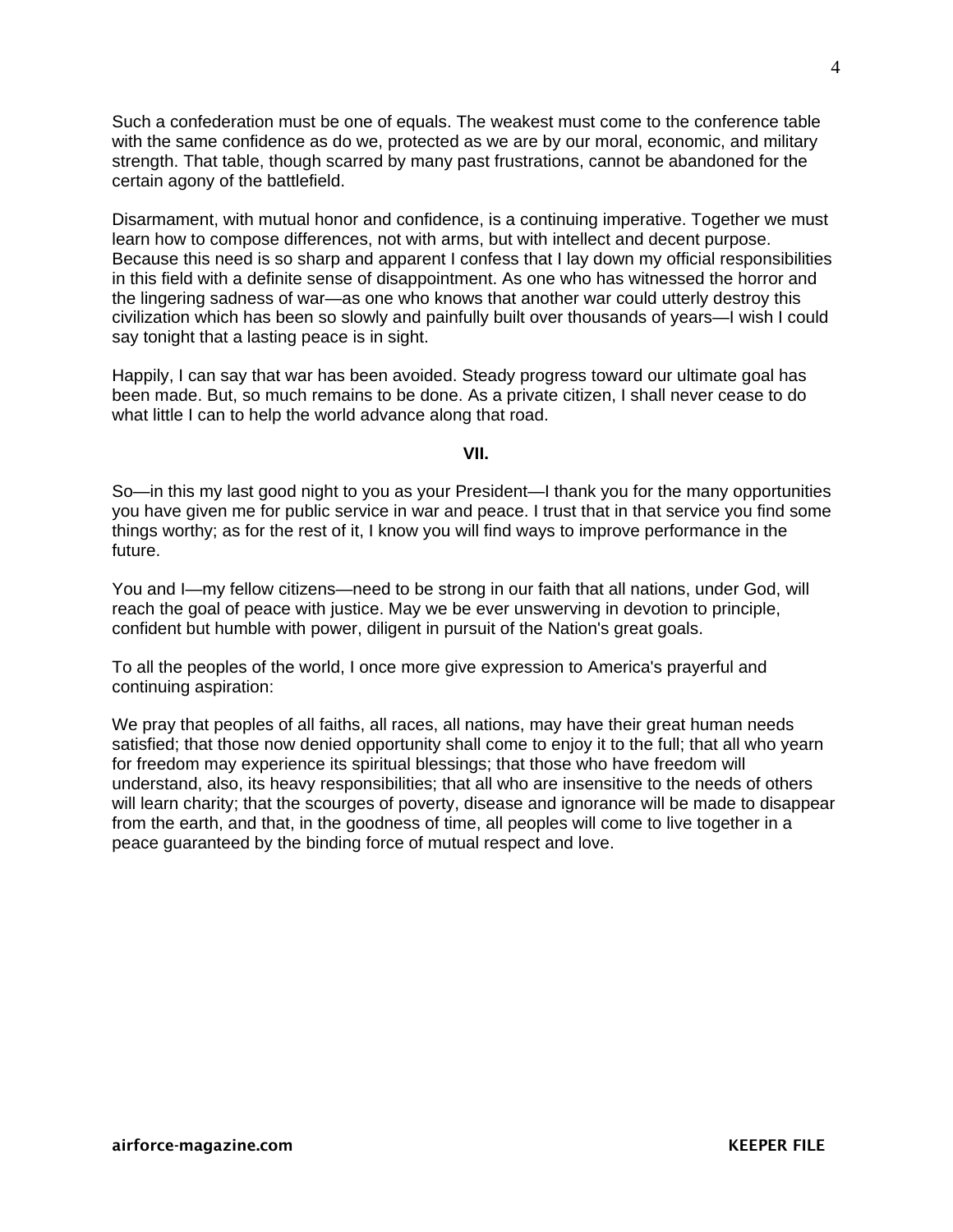Such a confederation must be one of equals. The weakest must come to the conference table with the same confidence as do we, protected as we are by our moral, economic, and military strength. That table, though scarred by many past frustrations, cannot be abandoned for the certain agony of the battlefield.

Disarmament, with mutual honor and confidence, is a continuing imperative. Together we must learn how to compose differences, not with arms, but with intellect and decent purpose. Because this need is so sharp and apparent I confess that I lay down my official responsibilities in this field with a definite sense of disappointment. As one who has witnessed the horror and the lingering sadness of war—as one who knows that another war could utterly destroy this civilization which has been so slowly and painfully built over thousands of years—I wish I could say tonight that a lasting peace is in sight.

Happily, I can say that war has been avoided. Steady progress toward our ultimate goal has been made. But, so much remains to be done. As a private citizen, I shall never cease to do what little I can to help the world advance along that road.

**VII.**

So—in this my last good night to you as your President—I thank you for the many opportunities you have given me for public service in war and peace. I trust that in that service you find some things worthy; as for the rest of it, I know you will find ways to improve performance in the future.

You and I—my fellow citizens—need to be strong in our faith that all nations, under God, will reach the goal of peace with justice. May we be ever unswerving in devotion to principle, confident but humble with power, diligent in pursuit of the Nation's great goals.

To all the peoples of the world, I once more give expression to America's prayerful and continuing aspiration:

We pray that peoples of all faiths, all races, all nations, may have their great human needs satisfied; that those now denied opportunity shall come to enjoy it to the full; that all who yearn for freedom may experience its spiritual blessings; that those who have freedom will understand, also, its heavy responsibilities; that all who are insensitive to the needs of others will learn charity; that the scourges of poverty, disease and ignorance will be made to disappear from the earth, and that, in the goodness of time, all peoples will come to live together in a peace guaranteed by the binding force of mutual respect and love.